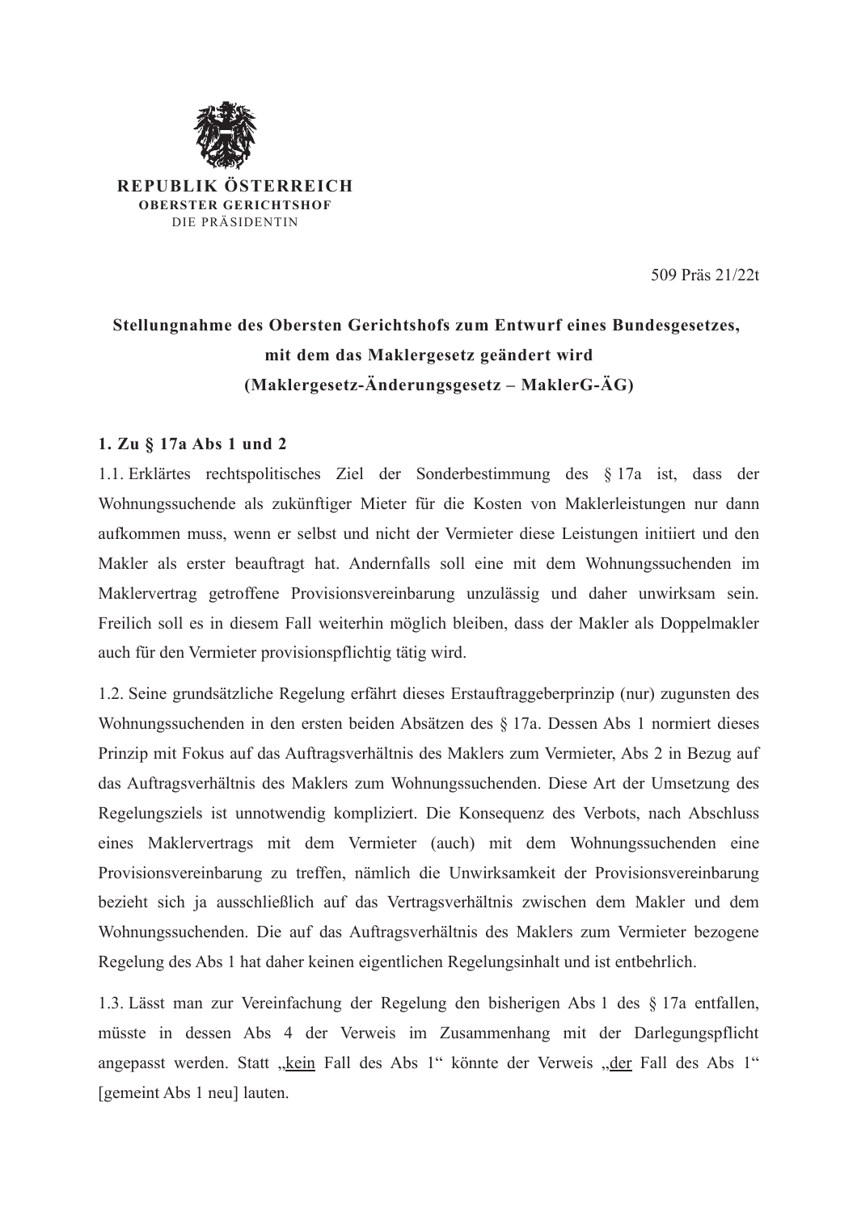**REPUBLIK ÖSTERREICH**
**OBERSTER GERICHTSHOF**
DIE PRÄSIDENTIN

509 Präs 21/22t

# Stellungnahme des Obersten Gerichtshofs zum Entwurf eines Bundesgesetzes, mit dem das Maklergesetz geändert wird (Maklergesetz-Änderungsgesetz – MaklerG-ÄG)

## 1. Zu § 17a Abs 1 und 2

1.1. Erklärtes rechtspolitisches Ziel der Sonderbestimmung des § 17a ist, dass der Wohnungssuchende als zukünftiger Mieter für die Kosten von Maklerleistungen nur dann aufkommen muss, wenn er selbst und nicht der Vermieter diese Leistungen initiiert und den Makler als erster beauftragt hat. Andernfalls soll eine mit dem Wohnungssuchenden im Maklervertrag getroffene Provisionsvereinbarung unzulässig und daher unwirksam sein. Freilich soll es in diesem Fall weiterhin möglich bleiben, dass der Makler als Doppelmakler auch für den Vermieter provisionspflichtig tätig wird.

1.2. Seine grundsätzliche Regelung erfährt dieses Erstauftraggeberprinzip (nur) zugunsten des Wohnungssuchenden in den ersten beiden Absätzen des § 17a. Dessen Abs 1 normiert dieses Prinzip mit Fokus auf das Auftragsverhältnis des Maklers zum Vermieter, Abs 2 in Bezug auf das Auftragsverhältnis des Maklers zum Wohnungssuchenden. Diese Art der Umsetzung des Regelungsziels ist unnotwendig kompliziert. Die Konsequenz des Verbots, nach Abschluss eines Maklervertrags mit dem Vermieter (auch) mit dem Wohnungssuchenden eine Provisionsvereinbarung zu treffen, nämlich die Unwirksamkeit der Provisionsvereinbarung bezieht sich ja ausschließlich auf das Vertragsverhältnis zwischen dem Makler und dem Wohnungssuchenden. Die auf das Auftragsverhältnis des Maklers zum Vermieter bezogene Regelung des Abs 1 hat daher keinen eigentlichen Regelungsinhalt und ist entbehrlich.

1.3. Lässt man zur Vereinfachung der Regelung den bisherigen Abs 1 des § 17a entfallen, müsste in dessen Abs 4 der Verweis im Zusammenhang mit der Darlegungspflicht angepasst werden. Statt „kein Fall des Abs 1" könnte der Verweis „der Fall des Abs 1" [gemeint Abs 1 neu] lauten.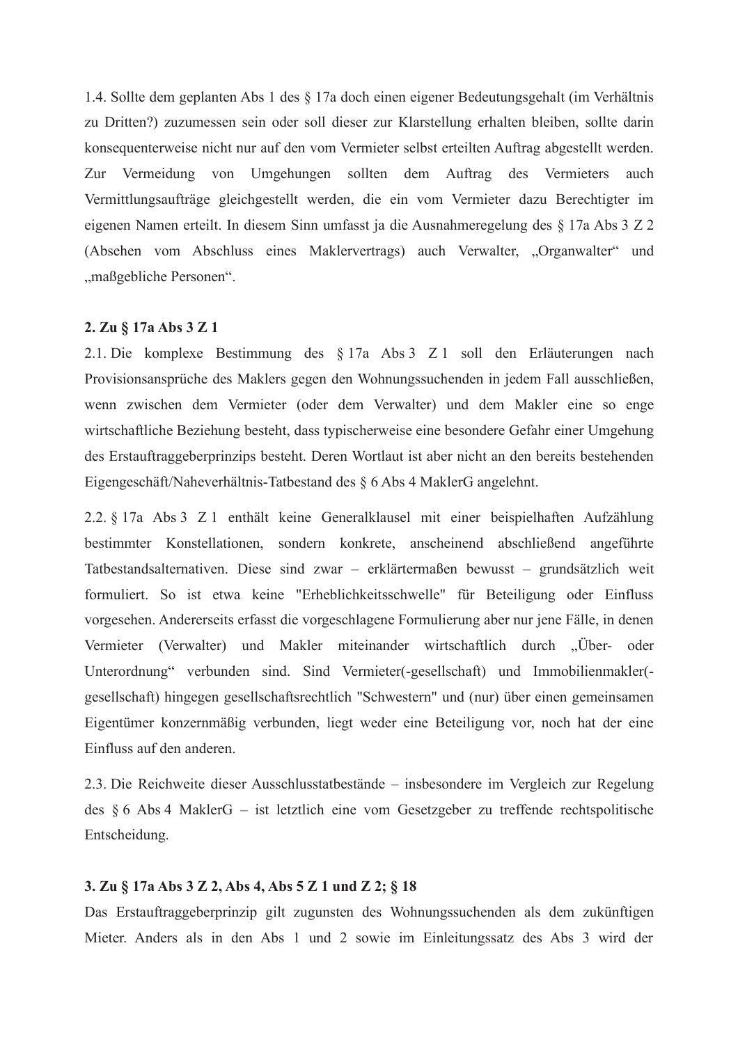1.4. Sollte dem geplanten Abs 1 des § 17a doch einen eigener Bedeutungsgehalt (im Verhältnis zu Dritten?) zuzumessen sein oder soll dieser zur Klarstellung erhalten bleiben, sollte darin konsequenterweise nicht nur auf den vom Vermieter selbst erteilten Auftrag abgestellt werden. Zur Vermeidung von Umgehungen sollten dem Auftrag des Vermieters auch Vermittlungsaufträge gleichgestellt werden, die ein vom Vermieter dazu Berechtigter im eigenen Namen erteilt. In diesem Sinn umfasst ja die Ausnahmeregelung des § 17a Abs 3 Z 2 (Absehen vom Abschluss eines Maklervertrags) auch Verwalter, „Organwalter" und „maßgebliche Personen".

**2. Zu § 17a Abs 3 Z 1**

2.1. Die komplexe Bestimmung des § 17a Abs 3 Z 1 soll den Erläuterungen nach Provisionsansprüche des Maklers gegen den Wohnungssuchenden in jedem Fall ausschließen, wenn zwischen dem Vermieter (oder dem Verwalter) und dem Makler eine so enge wirtschaftliche Beziehung besteht, dass typischerweise eine besondere Gefahr einer Umgehung des Erstauftraggeberprinzips besteht. Deren Wortlaut ist aber nicht an den bereits bestehenden Eigengeschäft/Naheverhältnis-Tatbestand des § 6 Abs 4 MaklerG angelehnt.

2.2. § 17a Abs 3 Z 1 enthält keine Generalklausel mit einer beispielhaften Aufzählung bestimmter Konstellationen, sondern konkrete, anscheinend abschließend angeführte Tatbestandsalternativen. Diese sind zwar – erklärtermaßen bewusst – grundsätzlich weit formuliert. So ist etwa keine "Erheblichkeitsschwelle" für Beteiligung oder Einfluss vorgesehen. Andererseits erfasst die vorgeschlagene Formulierung aber nur jene Fälle, in denen Vermieter (Verwalter) und Makler miteinander wirtschaftlich durch „Über- oder Unterordnung" verbunden sind. Sind Vermieter(-gesellschaft) und Immobilienmakler(-gesellschaft) hingegen gesellschaftsrechtlich "Schwestern" und (nur) über einen gemeinsamen Eigentümer konzernmäßig verbunden, liegt weder eine Beteiligung vor, noch hat der eine Einfluss auf den anderen.

2.3. Die Reichweite dieser Ausschlusstatbestände – insbesondere im Vergleich zur Regelung des § 6 Abs 4 MaklerG – ist letztlich eine vom Gesetzgeber zu treffende rechtspolitische Entscheidung.

**3. Zu § 17a Abs 3 Z 2, Abs 4, Abs 5 Z 1 und Z 2; § 18**

Das Erstauftraggeberprinzip gilt zugunsten des Wohnungssuchenden als dem zukünftigen Mieter. Anders als in den Abs 1 und 2 sowie im Einleitungssatz des Abs 3 wird der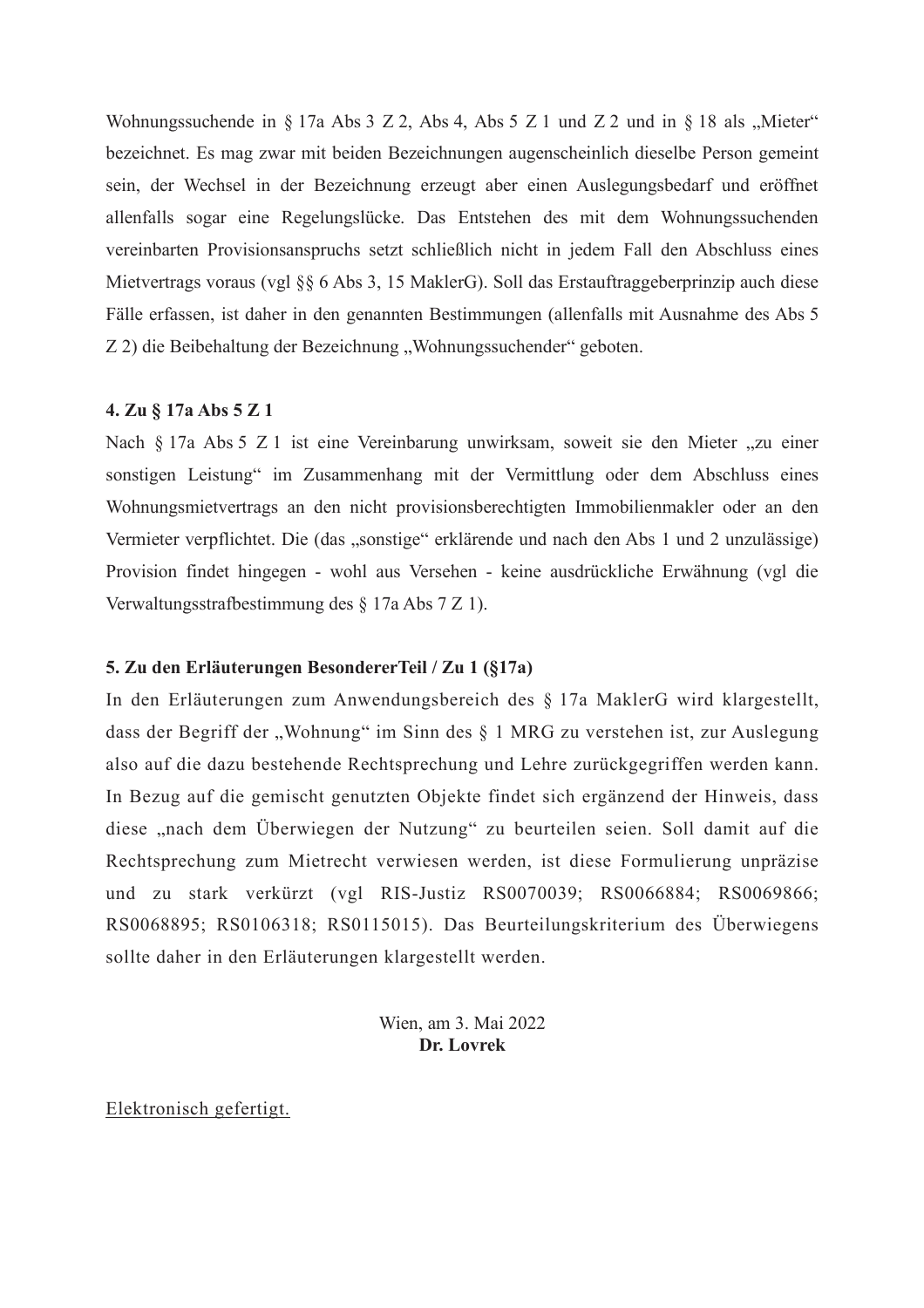Wohnungssuchende in § 17a Abs 3 Z 2, Abs 4, Abs 5 Z 1 und Z 2 und in § 18 als „Mieter" bezeichnet. Es mag zwar mit beiden Bezeichnungen augenscheinlich dieselbe Person gemeint sein, der Wechsel in der Bezeichnung erzeugt aber einen Auslegungsbedarf und eröffnet allenfalls sogar eine Regelungslücke. Das Entstehen des mit dem Wohnungssuchenden vereinbarten Provisionsanspruchs setzt schließlich nicht in jedem Fall den Abschluss eines Mietvertrags voraus (vgl §§ 6 Abs 3, 15 MaklerG). Soll das Erstauftraggeberprinzip auch diese Fälle erfassen, ist daher in den genannten Bestimmungen (allenfalls mit Ausnahme des Abs 5 Z 2) die Beibehaltung der Bezeichnung „Wohnungssuchender" geboten.

**4. Zu § 17a Abs 5 Z 1**

Nach § 17a Abs 5 Z 1 ist eine Vereinbarung unwirksam, soweit sie den Mieter „zu einer sonstigen Leistung" im Zusammenhang mit der Vermittlung oder dem Abschluss eines Wohnungsmietvertrags an den nicht provisionsberechtigten Immobilienmakler oder an den Vermieter verpflichtet. Die (das „sonstige" erklärende und nach den Abs 1 und 2 unzulässige) Provision findet hingegen - wohl aus Versehen - keine ausdrückliche Erwähnung (vgl die Verwaltungsstrafbestimmung des § 17a Abs 7 Z 1).

**5. Zu den Erläuterungen BesondererTeil / Zu 1 (§17a)**

In den Erläuterungen zum Anwendungsbereich des § 17a MaklerG wird klargestellt, dass der Begriff der „Wohnung" im Sinn des § 1 MRG zu verstehen ist, zur Auslegung also auf die dazu bestehende Rechtsprechung und Lehre zurückgegriffen werden kann. In Bezug auf die gemischt genutzten Objekte findet sich ergänzend der Hinweis, dass diese „nach dem Überwiegen der Nutzung" zu beurteilen seien. Soll damit auf die Rechtsprechung zum Mietrecht verwiesen werden, ist diese Formulierung unpräzise und zu stark verkürzt (vgl RIS-Justiz RS0070039; RS0066884; RS0069866; RS0068895; RS0106318; RS0115015). Das Beurteilungskriterium des Überwiegens sollte daher in den Erläuterungen klargestellt werden.

Wien, am 3. Mai 2022
**Dr. Lovrek**

Elektronisch gefertigt.